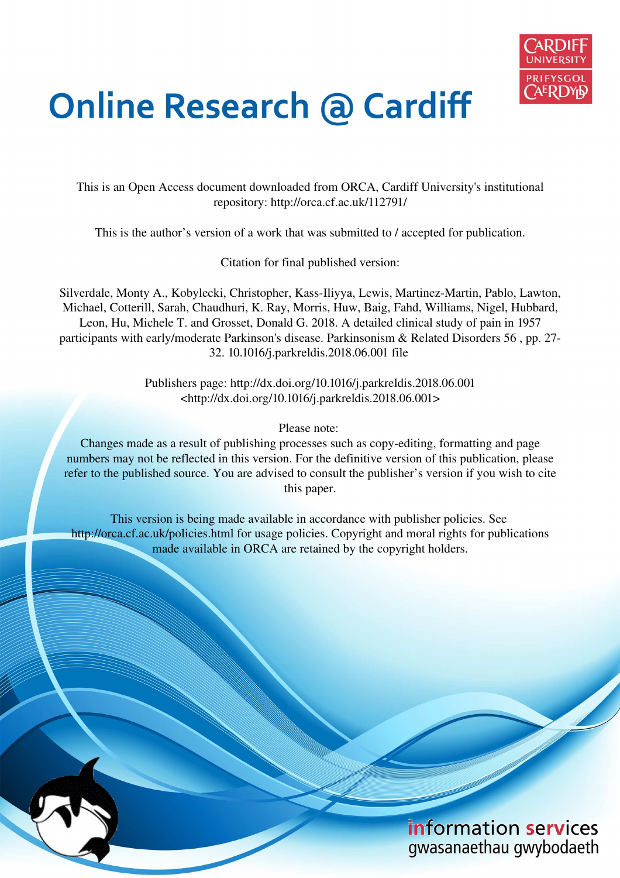# Online Research @ Cardiff

This is an Open Access document downloaded from ORCA, Cardiff University's institutional repository: http://orca.cf.ac.uk/112791/

This is the author's version of a work that was submitted to / accepted for publication.

Citation for final published version:

Silverdale, Monty A., Kobylecki, Christopher, Kass-Iliyya, Lewis, Martinez-Martin, Pablo, Lawton, Michael, Cotterill, Sarah, Chaudhuri, K. Ray, Morris, Huw, Baig, Fahd, Williams, Nigel, Hubbard, Leon, Hu, Michele T. and Grosset, Donald G. 2018. A detailed clinical study of pain in 1957 participants with early/moderate Parkinson's disease. Parkinsonism & Related Disorders 56 , pp. 27-32. 10.1016/j.parkreldis.2018.06.001 file

Publishers page: http://dx.doi.org/10.1016/j.parkreldis.2018.06.001 <http://dx.doi.org/10.1016/j.parkreldis.2018.06.001>

Please note:
Changes made as a result of publishing processes such as copy-editing, formatting and page numbers may not be reflected in this version. For the definitive version of this publication, please refer to the published source. You are advised to consult the publisher's version if you wish to cite this paper.

This version is being made available in accordance with publisher policies. See http://orca.cf.ac.uk/policies.html for usage policies. Copyright and moral rights for publications made available in ORCA are retained by the copyright holders.

information services
gwasanaethau gwybodaeth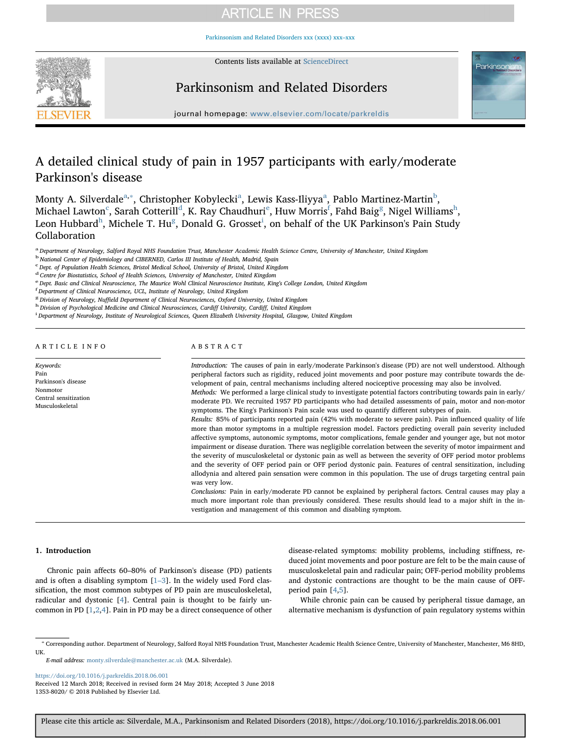# A detailed clinical study of pain in 1957 participants with early/moderate Parkinson's disease

Monty A. Silverdale[a,*], Christopher Kobylecki[a], Lewis Kass-Iliyya[a], Pablo Martinez-Martin[b], Michael Lawton[c], Sarah Cotterill[d], K. Ray Chaudhuri[e], Huw Morris[f], Fahd Baig[g], Nigel Williams[h], Leon Hubbard[h], Michele T. Hu[g], Donald G. Grosset[i], on behalf of the UK Parkinson's Pain Study Collaboration

[a] Department of Neurology, Salford Royal NHS Foundation Trust, Manchester Academic Health Science Centre, University of Manchester, United Kingdom
[b] National Center of Epidemiology and CIBERNED, Carlos III Institute of Health, Madrid, Spain
[c] Dept. of Population Health Sciences, Bristol Medical School, University of Bristol, United Kingdom
[d] Centre for Biostatistics, School of Health Sciences, University of Manchester, United Kingdom
[e] Dept. Basic and Clinical Neuroscience, The Maurice Wohl Clinical Neuroscience Institute, King's College London, United Kingdom
[f] Department of Clinical Neuroscience, UCL, Institute of Neurology, United Kingdom
[g] Division of Neurology, Nuffield Department of Clinical Neurosciences, Oxford University, United Kingdom
[h] Division of Psychological Medicine and Clinical Neurosciences, Cardiff University, Cardiff, United Kingdom
[i] Department of Neurology, Institute of Neurological Sciences, Queen Elizabeth University Hospital, Glasgow, United Kingdom

## ARTICLE INFO

*Keywords:*
Pain
Parkinson's disease
Nonmotor
Central sensitization
Musculoskeletal

## ABSTRACT

*Introduction:* The causes of pain in early/moderate Parkinson's disease (PD) are not well understood. Although peripheral factors such as rigidity, reduced joint movements and poor posture may contribute towards the development of pain, central mechanisms including altered nociceptive processing may also be involved.

*Methods:* We performed a large clinical study to investigate potential factors contributing towards pain in early/moderate PD. We recruited 1957 PD participants who had detailed assessments of pain, motor and non-motor symptoms. The King's Parkinson's Pain scale was used to quantify different subtypes of pain.

*Results:* 85% of participants reported pain (42% with moderate to severe pain). Pain influenced quality of life more than motor symptoms in a multiple regression model. Factors predicting overall pain severity included affective symptoms, autonomic symptoms, motor complications, female gender and younger age, but not motor impairment or disease duration. There was negligible correlation between the severity of motor impairment and the severity of musculoskeletal or dystonic pain as well as between the severity of OFF period motor problems and the severity of OFF period pain or OFF period dystonic pain. Features of central sensitization, including allodynia and altered pain sensation were common in this population. The use of drugs targeting central pain was very low.

*Conclusions:* Pain in early/moderate PD cannot be explained by peripheral factors. Central causes may play a much more important role than previously considered. These results should lead to a major shift in the investigation and management of this common and disabling symptom.

## 1. Introduction

Chronic pain affects 60–80% of Parkinson's disease (PD) patients and is often a disabling symptom [1–3]. In the widely used Ford classification, the most common subtypes of PD pain are musculoskeletal, radicular and dystonic [4]. Central pain is thought to be fairly uncommon in PD [1,2,4]. Pain in PD may be a direct consequence of other disease-related symptoms: mobility problems, including stiffness, reduced joint movements and poor posture are felt to be the main cause of musculoskeletal pain and radicular pain; OFF-period mobility problems and dystonic contractions are thought to be the main cause of OFF-period pain [4,5].

While chronic pain can be caused by peripheral tissue damage, an alternative mechanism is dysfunction of pain regulatory systems within

* Corresponding author. Department of Neurology, Salford Royal NHS Foundation Trust, Manchester Academic Health Science Centre, University of Manchester, Manchester, M6 8HD, UK.

*E-mail address:* monty.silverdale@manchester.ac.uk (M.A. Silverdale).

https://doi.org/10.1016/j.parkreldis.2018.06.001
Received 12 March 2018; Received in revised form 24 May 2018; Accepted 3 June 2018
1353-8020/ © 2018 Published by Elsevier Ltd.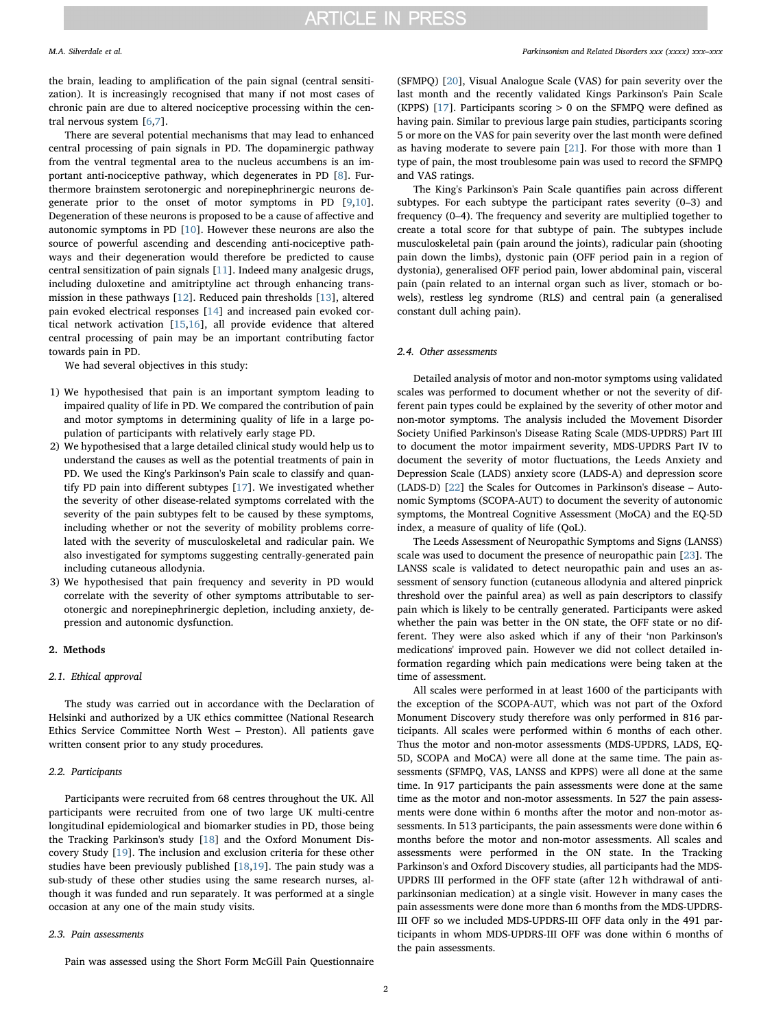the brain, leading to amplification of the pain signal (central sensitization). It is increasingly recognised that many if not most cases of chronic pain are due to altered nociceptive processing within the central nervous system [6,7].

There are several potential mechanisms that may lead to enhanced central processing of pain signals in PD. The dopaminergic pathway from the ventral tegmental area to the nucleus accumbens is an important anti-nociceptive pathway, which degenerates in PD [8]. Furthermore brainstem serotonergic and norepinephrinergic neurons degenerate prior to the onset of motor symptoms in PD [9,10]. Degeneration of these neurons is proposed to be a cause of affective and autonomic symptoms in PD [10]. However these neurons are also the source of powerful ascending and descending anti-nociceptive pathways and their degeneration would therefore be predicted to cause central sensitization of pain signals [11]. Indeed many analgesic drugs, including duloxetine and amitriptyline act through enhancing transmission in these pathways [12]. Reduced pain thresholds [13], altered pain evoked electrical responses [14] and increased pain evoked cortical network activation [15,16], all provide evidence that altered central processing of pain may be an important contributing factor towards pain in PD.

We had several objectives in this study:

1) We hypothesised that pain is an important symptom leading to impaired quality of life in PD. We compared the contribution of pain and motor symptoms in determining quality of life in a large population of participants with relatively early stage PD.
2) We hypothesised that a large detailed clinical study would help us to understand the causes as well as the potential treatments of pain in PD. We used the King's Parkinson's Pain scale to classify and quantify PD pain into different subtypes [17]. We investigated whether the severity of other disease-related symptoms correlated with the severity of the pain subtypes felt to be caused by these symptoms, including whether or not the severity of mobility problems correlated with the severity of musculoskeletal and radicular pain. We also investigated for symptoms suggesting centrally-generated pain including cutaneous allodynia.
3) We hypothesised that pain frequency and severity in PD would correlate with the severity of other symptoms attributable to serotonergic and norepinephrinergic depletion, including anxiety, depression and autonomic dysfunction.

## 2. Methods

### 2.1. Ethical approval

The study was carried out in accordance with the Declaration of Helsinki and authorized by a UK ethics committee (National Research Ethics Service Committee North West – Preston). All patients gave written consent prior to any study procedures.

### 2.2. Participants

Participants were recruited from 68 centres throughout the UK. All participants were recruited from one of two large UK multi-centre longitudinal epidemiological and biomarker studies in PD, those being the Tracking Parkinson's study [18] and the Oxford Monument Discovery Study [19]. The inclusion and exclusion criteria for these other studies have been previously published [18,19]. The pain study was a sub-study of these other studies using the same research nurses, although it was funded and run separately. It was performed at a single occasion at any one of the main study visits.

### 2.3. Pain assessments

Pain was assessed using the Short Form McGill Pain Questionnaire (SFMPQ) [20], Visual Analogue Scale (VAS) for pain severity over the last month and the recently validated Kings Parkinson's Pain Scale (KPPS) [17]. Participants scoring > 0 on the SFMPQ were defined as having pain. Similar to previous large pain studies, participants scoring 5 or more on the VAS for pain severity over the last month were defined as having moderate to severe pain [21]. For those with more than 1 type of pain, the most troublesome pain was used to record the SFMPQ and VAS ratings.

The King's Parkinson's Pain Scale quantifies pain across different subtypes. For each subtype the participant rates severity (0–3) and frequency (0–4). The frequency and severity are multiplied together to create a total score for that subtype of pain. The subtypes include musculoskeletal pain (pain around the joints), radicular pain (shooting pain down the limbs), dystonic pain (OFF period pain in a region of dystonia), generalised OFF period pain, lower abdominal pain, visceral pain (pain related to an internal organ such as liver, stomach or bowels), restless leg syndrome (RLS) and central pain (a generalised constant dull aching pain).

### 2.4. Other assessments

Detailed analysis of motor and non-motor symptoms using validated scales was performed to document whether or not the severity of different pain types could be explained by the severity of other motor and non-motor symptoms. The analysis included the Movement Disorder Society Unified Parkinson's Disease Rating Scale (MDS-UPDRS) Part III to document the motor impairment severity, MDS-UPDRS Part IV to document the severity of motor fluctuations, the Leeds Anxiety and Depression Scale (LADS) anxiety score (LADS-A) and depression score (LADS-D) [22] the Scales for Outcomes in Parkinson's disease – Autonomic Symptoms (SCOPA-AUT) to document the severity of autonomic symptoms, the Montreal Cognitive Assessment (MoCA) and the EQ-5D index, a measure of quality of life (QoL).

The Leeds Assessment of Neuropathic Symptoms and Signs (LANSS) scale was used to document the presence of neuropathic pain [23]. The LANSS scale is validated to detect neuropathic pain and uses an assessment of sensory function (cutaneous allodynia and altered pinprick threshold over the painful area) as well as pain descriptors to classify pain which is likely to be centrally generated. Participants were asked whether the pain was better in the ON state, the OFF state or no different. They were also asked which if any of the 'non Parkinson's medications' improved pain. However we did not collect detailed information regarding which pain medications were being taken at the time of assessment.

All scales were performed in at least 1600 of the participants with the exception of the SCOPA-AUT, which was not part of the Oxford Monument Discovery study therefore was only performed in 816 participants. All scales were performed within 6 months of each other. Thus the motor and non-motor assessments (MDS-UPDRS, LADS, EQ-5D, SCOPA and MoCA) were all done at the same time. The pain assessments (SFMPQ, VAS, LANSS and KPPS) were all done at the same time. In 917 participants the pain assessments were done at the same time as the motor and non-motor assessments. In 527 the pain assessments were done within 6 months after the motor and non-motor assessments. In 513 participants, the pain assessments were done within 6 months before the motor and non-motor assessments. All scales and assessments were performed in the ON state. In the Tracking Parkinson's and Oxford Discovery studies, all participants had the MDS-UPDRS III performed in the OFF state (after 12 h withdrawal of antiparkinsonian medication) at a single visit. However in many cases the pain assessments were done more than 6 months from the MDS-UPDRS-III OFF so we included MDS-UPDRS-III OFF data only in the 491 participants in whom MDS-UPDRS-III OFF was done within 6 months of the pain assessments.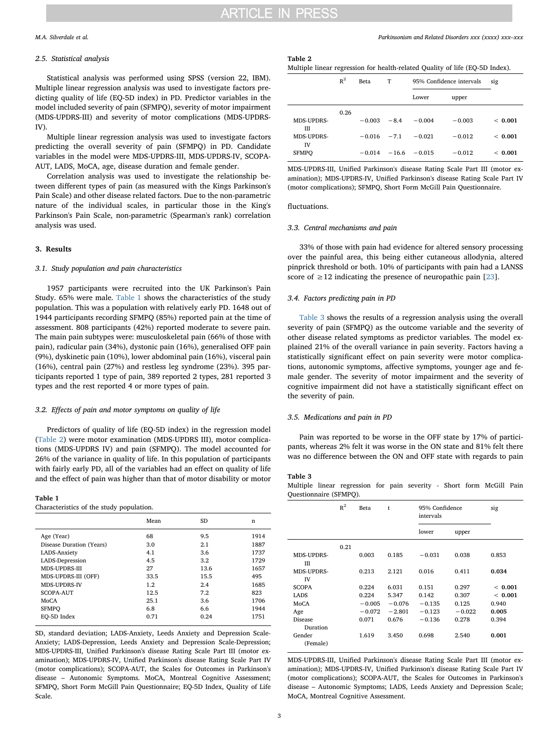### 2.5. Statistical analysis

Statistical analysis was performed using SPSS (version 22, IBM). Multiple linear regression analysis was used to investigate factors predicting quality of life (EQ-5D index) in PD. Predictor variables in the model included severity of pain (SFMPQ), severity of motor impairment (MDS-UPDRS-III) and severity of motor complications (MDS-UPDRS-IV).

Multiple linear regression analysis was used to investigate factors predicting the overall severity of pain (SFMPQ) in PD. Candidate variables in the model were MDS-UPDRS-III, MDS-UPDRS-IV, SCOPA-AUT, LADS, MoCA, age, disease duration and female gender.

Correlation analysis was used to investigate the relationship between different types of pain (as measured with the Kings Parkinson's Pain Scale) and other disease related factors. Due to the non-parametric nature of the individual scales, in particular those in the King's Parkinson's Pain Scale, non-parametric (Spearman's rank) correlation analysis was used.

## 3. Results

### 3.1. Study population and pain characteristics

1957 participants were recruited into the UK Parkinson's Pain Study. 65% were male. Table 1 shows the characteristics of the study population. This was a population with relatively early PD. 1648 out of 1944 participants recording SFMPQ (85%) reported pain at the time of assessment. 808 participants (42%) reported moderate to severe pain. The main pain subtypes were: musculoskeletal pain (66% of those with pain), radicular pain (34%), dystonic pain (16%), generalised OFF pain (9%), dyskinetic pain (10%), lower abdominal pain (16%), visceral pain (16%), central pain (27%) and restless leg syndrome (23%). 395 participants reported 1 type of pain, 389 reported 2 types, 281 reported 3 types and the rest reported 4 or more types of pain.

### 3.2. Effects of pain and motor symptoms on quality of life

Predictors of quality of life (EQ-5D index) in the regression model (Table 2) were motor examination (MDS-UPDRS III), motor complications (MDS-UPDRS IV) and pain (SFMPQ). The model accounted for 26% of the variance in quality of life. In this population of participants with fairly early PD, all of the variables had an effect on quality of life and the effect of pain was higher than that of motor disability or motor fluctuations.

**Table 1**
Characteristics of the study population.

| | Mean | SD | n |
|---|---|---|---|
| Age (Year) | 68 | 9.5 | 1914 |
| Disease Duration (Years) | 3.0 | 2.1 | 1887 |
| LADS-Anxiety | 4.1 | 3.6 | 1737 |
| LADS-Depression | 4.5 | 3.2 | 1729 |
| MDS-UPDRS-III | 27 | 13.6 | 1657 |
| MDS-UPDRS-III (OFF) | 33.5 | 15.5 | 495 |
| MDS-UPDRS-IV | 1.2 | 2.4 | 1685 |
| SCOPA-AUT | 12.5 | 7.2 | 823 |
| MoCA | 25.1 | 3.6 | 1706 |
| SFMPQ | 6.8 | 6.6 | 1944 |
| EQ-5D Index | 0.71 | 0.24 | 1751 |

SD, standard deviation; LADS-Anxiety, Leeds Anxiety and Depression Scale-Anxiety; LADS-Depression, Leeds Anxiety and Depression Scale-Depression; MDS-UPDRS-III, Unified Parkinson's disease Rating Scale Part III (motor examination); MDS-UPDRS-IV, Unified Parkinson's disease Rating Scale Part IV (motor complications); SCOPA-AUT, the Scales for Outcomes in Parkinson's disease – Autonomic Symptoms. MoCA, Montreal Cognitive Assessment; SFMPQ, Short Form McGill Pain Questionnaire; EQ-5D Index, Quality of Life Scale.

**Table 2**
Multiple linear regression for health-related Quality of life (EQ-5D Index).

| | $R^2$ | Beta | T | 95% Confidence intervals | | sig |
|---|---|---|---|---|---|---|
| | | | | Lower | upper | |
| | 0.26 | | | | | |
| MDS-UPDRS-III | | −0.003 | −8.4 | −0.004 | −0.003 | < **0.001** |
| MDS-UPDRS-IV | | −0.016 | −7.1 | −0.021 | −0.012 | < **0.001** |
| SFMPQ | | −0.014 | −16.6 | −0.015 | −0.012 | < **0.001** |

MDS-UPDRS-III, Unified Parkinson's disease Rating Scale Part III (motor examination); MDS-UPDRS-IV, Unified Parkinson's disease Rating Scale Part IV (motor complications); SFMPQ, Short Form McGill Pain Questionnaire.

### 3.3. Central mechanisms and pain

33% of those with pain had evidence for altered sensory processing over the painful area, this being either cutaneous allodynia, altered pinprick threshold or both. 10% of participants with pain had a LANSS score of ≥12 indicating the presence of neuropathic pain [23].

### 3.4. Factors predicting pain in PD

Table 3 shows the results of a regression analysis using the overall severity of pain (SFMPQ) as the outcome variable and the severity of other disease related symptoms as predictor variables. The model explained 21% of the overall variance in pain severity. Factors having a statistically significant effect on pain severity were motor complications, autonomic symptoms, affective symptoms, younger age and female gender. The severity of motor impairment and the severity of cognitive impairment did not have a statistically significant effect on the severity of pain.

### 3.5. Medications and pain in PD

Pain was reported to be worse in the OFF state by 17% of participants, whereas 2% felt it was worse in the ON state and 81% felt there was no difference between the ON and OFF state with regards to pain

**Table 3**
Multiple linear regression for pain severity - Short form McGill Pain Questionnaire (SFMPQ).

| | $R^2$ | Beta | t | 95% Confidence intervals | | sig |
|---|---|---|---|---|---|---|
| | | | | lower | upper | |
| | 0.21 | | | | | |
| MDS-UPDRS-III | | 0.003 | 0.185 | −0.031 | 0.038 | 0.853 |
| MDS-UPDRS-IV | | 0.213 | 2.121 | 0.016 | 0.411 | **0.034** |
| SCOPA | | 0.224 | 6.031 | 0.151 | 0.297 | < **0.001** |
| LADS | | 0.224 | 5.347 | 0.142 | 0.307 | < **0.001** |
| MoCA | | −0.005 | −0.076 | −0.135 | 0.125 | 0.940 |
| Age | | −0.072 | −2.801 | −0.123 | −0.022 | **0.005** |
| Disease Duration | | 0.071 | 0.676 | −0.136 | 0.278 | 0.394 |
| Gender (Female) | | 1.619 | 3.450 | 0.698 | 2.540 | **0.001** |

MDS-UPDRS-III, Unified Parkinson's disease Rating Scale Part III (motor examination); MDS-UPDRS-IV, Unified Parkinson's disease Rating Scale Part IV (motor complications); SCOPA-AUT, the Scales for Outcomes in Parkinson's disease – Autonomic Symptoms; LADS, Leeds Anxiety and Depression Scale; MoCA, Montreal Cognitive Assessment.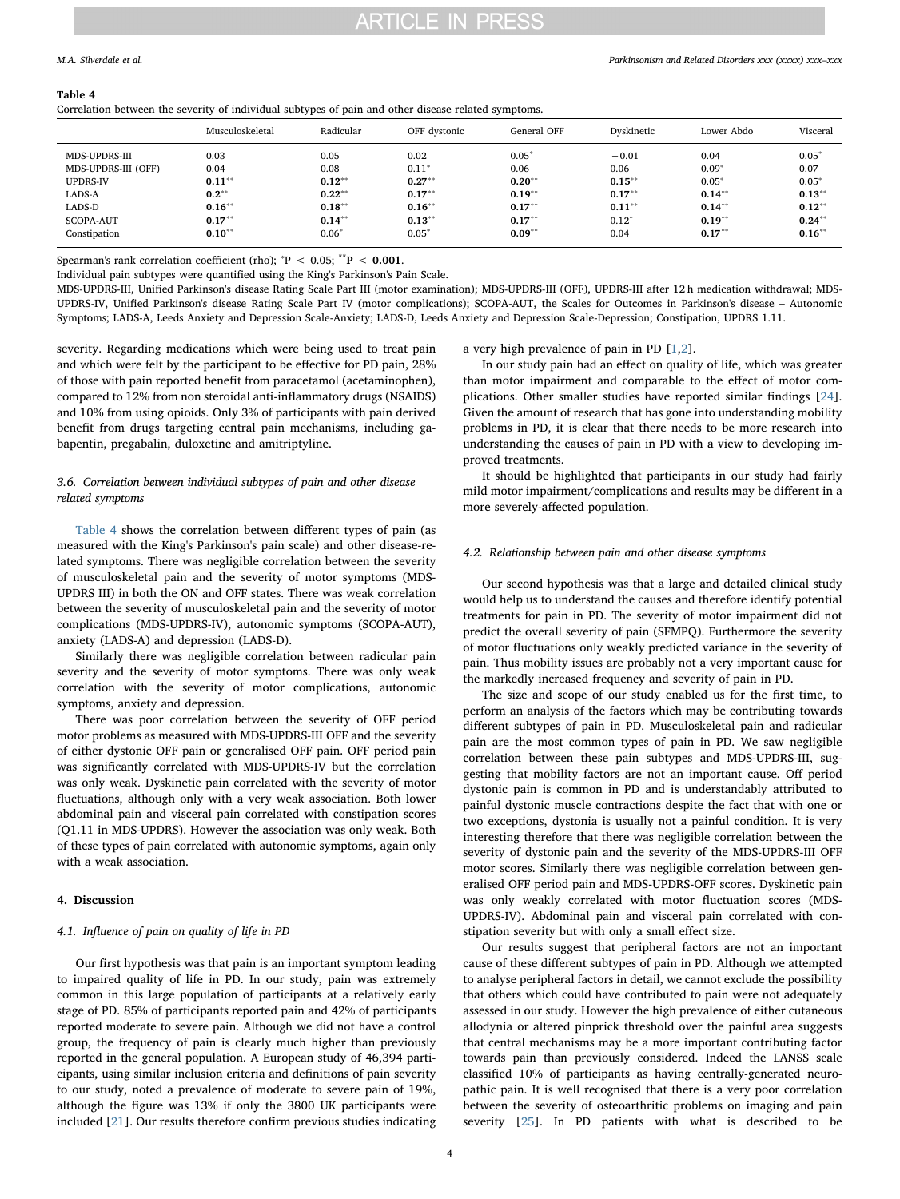**Table 4**
Correlation between the severity of individual subtypes of pain and other disease related symptoms.

| | Musculoskeletal | Radicular | OFF dystonic | General OFF | Dyskinetic | Lower Abdo | Visceral |
|---|---|---|---|---|---|---|---|
| MDS-UPDRS-III | 0.03 | 0.05 | 0.02 | 0.05* | −0.01 | 0.04 | 0.05* |
| MDS-UPDRS-III (OFF) | 0.04 | 0.08 | 0.11* | 0.06 | 0.06 | 0.09* | 0.07 |
| UPDRS-IV | **0.11**** | **0.12**** | **0.27**** | **0.20**** | **0.15**** | 0.05* | 0.05* |
| LADS-A | **0.2**** | **0.22**** | **0.17**** | **0.19**** | **0.17**** | **0.14**** | **0.13**** |
| LADS-D | **0.16**** | **0.18**** | **0.16**** | **0.17**** | **0.11**** | **0.14**** | **0.12**** |
| SCOPA-AUT | **0.17**** | **0.14**** | **0.13**** | **0.17**** | 0.12* | **0.19**** | **0.24**** |
| Constipation | **0.10**** | 0.06* | 0.05* | **0.09**** | 0.04 | **0.17**** | **0.16**** |

Spearman's rank correlation coefficient (rho); *P < 0.05; **P < 0.001.
Individual pain subtypes were quantified using the King's Parkinson's Pain Scale.
MDS-UPDRS-III, Unified Parkinson's disease Rating Scale Part III (motor examination); MDS-UPDRS-III (OFF), UPDRS-III after 12 h medication withdrawal; MDS-UPDRS-IV, Unified Parkinson's disease Rating Scale Part IV (motor complications); SCOPA-AUT, the Scales for Outcomes in Parkinson's disease – Autonomic Symptoms; LADS-A, Leeds Anxiety and Depression Scale-Anxiety; LADS-D, Leeds Anxiety and Depression Scale-Depression; Constipation, UPDRS 1.11.

severity. Regarding medications which were being used to treat pain and which were felt by the participant to be effective for PD pain, 28% of those with pain reported benefit from paracetamol (acetaminophen), compared to 12% from non steroidal anti-inflammatory drugs (NSAIDS) and 10% from using opioids. Only 3% of participants with pain derived benefit from drugs targeting central pain mechanisms, including gabapentin, pregabalin, duloxetine and amitriptyline.

### *3.6. Correlation between individual subtypes of pain and other disease related symptoms*

Table 4 shows the correlation between different types of pain (as measured with the King's Parkinson's pain scale) and other disease-related symptoms. There was negligible correlation between the severity of musculoskeletal pain and the severity of motor symptoms (MDS-UPDRS III) in both the ON and OFF states. There was weak correlation between the severity of musculoskeletal pain and the severity of motor complications (MDS-UPDRS-IV), autonomic symptoms (SCOPA-AUT), anxiety (LADS-A) and depression (LADS-D).

Similarly there was negligible correlation between radicular pain severity and the severity of motor symptoms. There was only weak correlation with the severity of motor complications, autonomic symptoms, anxiety and depression.

There was poor correlation between the severity of OFF period motor problems as measured with MDS-UPDRS-III OFF and the severity of either dystonic OFF pain or generalised OFF pain. OFF period pain was significantly correlated with MDS-UPDRS-IV but the correlation was only weak. Dyskinetic pain correlated with the severity of motor fluctuations, although only with a very weak association. Both lower abdominal pain and visceral pain correlated with constipation scores (Q1.11 in MDS-UPDRS). However the association was only weak. Both of these types of pain correlated with autonomic symptoms, again only with a weak association.

## 4. Discussion

### *4.1. Influence of pain on quality of life in PD*

Our first hypothesis was that pain is an important symptom leading to impaired quality of life in PD. In our study, pain was extremely common in this large population of participants at a relatively early stage of PD. 85% of participants reported pain and 42% of participants reported moderate to severe pain. Although we did not have a control group, the frequency of pain is clearly much higher than previously reported in the general population. A European study of 46,394 participants, using similar inclusion criteria and definitions of pain severity to our study, noted a prevalence of moderate to severe pain of 19%, although the figure was 13% if only the 3800 UK participants were included [21]. Our results therefore confirm previous studies indicating a very high prevalence of pain in PD [1,2].

In our study pain had an effect on quality of life, which was greater than motor impairment and comparable to the effect of motor complications. Other smaller studies have reported similar findings [24]. Given the amount of research that has gone into understanding mobility problems in PD, it is clear that there needs to be more research into understanding the causes of pain in PD with a view to developing improved treatments.

It should be highlighted that participants in our study had fairly mild motor impairment/complications and results may be different in a more severely-affected population.

### *4.2. Relationship between pain and other disease symptoms*

Our second hypothesis was that a large and detailed clinical study would help us to understand the causes and therefore identify potential treatments for pain in PD. The severity of motor impairment did not predict the overall severity of pain (SFMPQ). Furthermore the severity of motor fluctuations only weakly predicted variance in the severity of pain. Thus mobility issues are probably not a very important cause for the markedly increased frequency and severity of pain in PD.

The size and scope of our study enabled us for the first time, to perform an analysis of the factors which may be contributing towards different subtypes of pain in PD. Musculoskeletal pain and radicular pain are the most common types of pain in PD. We saw negligible correlation between these pain subtypes and MDS-UPDRS-III, suggesting that mobility factors are not an important cause. Off period dystonic pain is common in PD and is understandably attributed to painful dystonic muscle contractions despite the fact that with one or two exceptions, dystonia is usually not a painful condition. It is very interesting therefore that there was negligible correlation between the severity of dystonic pain and the severity of the MDS-UPDRS-III OFF motor scores. Similarly there was negligible correlation between generalised OFF period pain and MDS-UPDRS-OFF scores. Dyskinetic pain was only weakly correlated with motor fluctuation scores (MDS-UPDRS-IV). Abdominal pain and visceral pain correlated with constipation severity but with only a small effect size.

Our results suggest that peripheral factors are not an important cause of these different subtypes of pain in PD. Although we attempted to analyse peripheral factors in detail, we cannot exclude the possibility that others which could have contributed to pain were not adequately assessed in our study. However the high prevalence of either cutaneous allodynia or altered pinprick threshold over the painful area suggests that central mechanisms may be a more important contributing factor towards pain than previously considered. Indeed the LANSS scale classified 10% of participants as having centrally-generated neuropathic pain. It is well recognised that there is a very poor correlation between the severity of osteoarthritic problems on imaging and pain severity [25]. In PD patients with what is described to be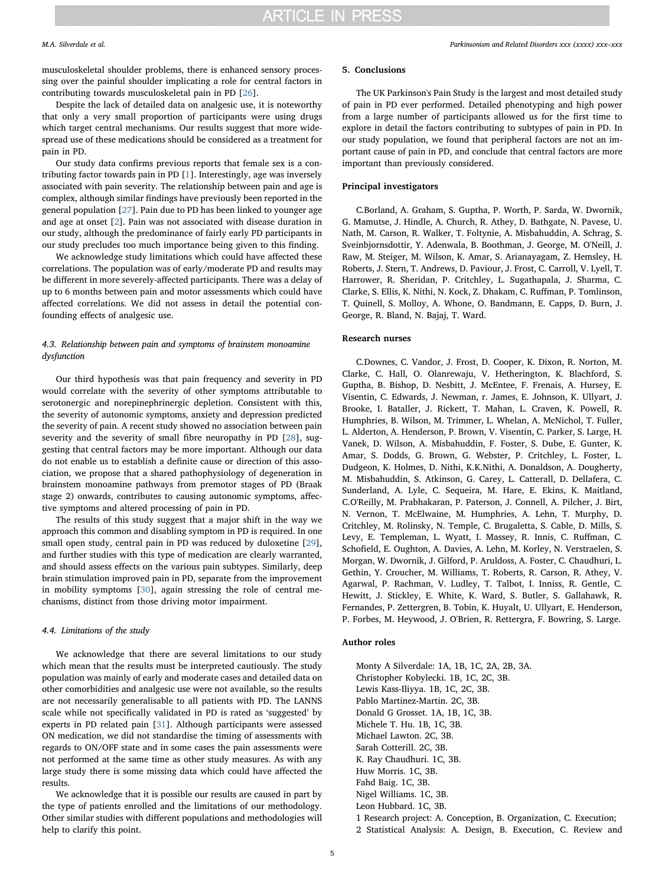musculoskeletal shoulder problems, there is enhanced sensory processing over the painful shoulder implicating a role for central factors in contributing towards musculoskeletal pain in PD [26].

Despite the lack of detailed data on analgesic use, it is noteworthy that only a very small proportion of participants were using drugs which target central mechanisms. Our results suggest that more widespread use of these medications should be considered as a treatment for pain in PD.

Our study data confirms previous reports that female sex is a contributing factor towards pain in PD [1]. Interestingly, age was inversely associated with pain severity. The relationship between pain and age is complex, although similar findings have previously been reported in the general population [27]. Pain due to PD has been linked to younger age and age at onset [2]. Pain was not associated with disease duration in our study, although the predominance of fairly early PD participants in our study precludes too much importance being given to this finding.

We acknowledge study limitations which could have affected these correlations. The population was of early/moderate PD and results may be different in more severely-affected participants. There was a delay of up to 6 months between pain and motor assessments which could have affected correlations. We did not assess in detail the potential confounding effects of analgesic use.

### 4.3. Relationship between pain and symptoms of brainstem monoamine dysfunction

Our third hypothesis was that pain frequency and severity in PD would correlate with the severity of other symptoms attributable to serotonergic and norepinephrinergic depletion. Consistent with this, the severity of autonomic symptoms, anxiety and depression predicted the severity of pain. A recent study showed no association between pain severity and the severity of small fibre neuropathy in PD [28], suggesting that central factors may be more important. Although our data do not enable us to establish a definite cause or direction of this association, we propose that a shared pathophysiology of degeneration in brainstem monoamine pathways from premotor stages of PD (Braak stage 2) onwards, contributes to causing autonomic symptoms, affective symptoms and altered processing of pain in PD.

The results of this study suggest that a major shift in the way we approach this common and disabling symptom in PD is required. In one small open study, central pain in PD was reduced by duloxetine [29], and further studies with this type of medication are clearly warranted, and should assess effects on the various pain subtypes. Similarly, deep brain stimulation improved pain in PD, separate from the improvement in mobility symptoms [30], again stressing the role of central mechanisms, distinct from those driving motor impairment.

### 4.4. Limitations of the study

We acknowledge that there are several limitations to our study which mean that the results must be interpreted cautiously. The study population was mainly of early and moderate cases and detailed data on other comorbidities and analgesic use were not available, so the results are not necessarily generalisable to all patients with PD. The LANNS scale while not specifically validated in PD is rated as 'suggested' by experts in PD related pain [31]. Although participants were assessed ON medication, we did not standardise the timing of assessments with regards to ON/OFF state and in some cases the pain assessments were not performed at the same time as other study measures. As with any large study there is some missing data which could have affected the results.

We acknowledge that it is possible our results are caused in part by the type of patients enrolled and the limitations of our methodology. Other similar studies with different populations and methodologies will help to clarify this point.

## 5. Conclusions

The UK Parkinson's Pain Study is the largest and most detailed study of pain in PD ever performed. Detailed phenotyping and high power from a large number of participants allowed us for the first time to explore in detail the factors contributing to subtypes of pain in PD. In our study population, we found that peripheral factors are not an important cause of pain in PD, and conclude that central factors are more important than previously considered.

## Principal investigators

C.Borland, A. Graham, S. Guptha, P. Worth, P. Sarda, W. Dwornik, G. Mamutse, J. Hindle, A. Church, R. Athey, D. Bathgate, N. Pavese, U. Nath, M. Carson, R. Walker, T. Foltynie, A. Misbahuddin, A. Schrag, S. Sveinbjornsdottir, Y. Adenwala, B. Boothman, J. George, M. O'Neill, J. Raw, M. Steiger, M. Wilson, K. Amar, S. Arianayagam, Z. Hemsley, H. Roberts, J. Stern, T. Andrews, D. Paviour, J. Frost, C. Carroll, V. Lyell, T. Harrower, R. Sheridan, P. Critchley, L. Sugathapala, J. Sharma, C. Clarke, S. Ellis, K. Nithi, N. Kock, Z. Dhakam, C. Ruffman, P. Tomlinson, T. Quinell, S. Molloy, A. Whone, O. Bandmann, E. Capps, D. Burn, J. George, R. Bland, N. Bajaj, T. Ward.

## Research nurses

C.Downes, C. Vandor, J. Frost, D. Cooper, K. Dixon, R. Norton, M. Clarke, C. Hall, O. Olanrewaju, V. Hetherington, K. Blachford, S. Guptha, B. Bishop, D. Nesbitt, J. McEntee, F. Frenais, A. Hursey, E. Visentin, C. Edwards, J. Newman, r. James, E. Johnson, K. Ullyart, J. Brooke, I. Bataller, J. Rickett, T. Mahan, L. Craven, K. Powell, R. Humphries, B. Wilson, M. Trimmer, L. Whelan, A. McNichol, T. Fuller, L. Alderton, A. Henderson, P. Brown, V. Visentin, C. Parker, S. Large, H. Vanek, D. Wilson, A. Misbahuddin, F. Foster, S. Dube, E. Gunter, K. Amar, S. Dodds, G. Brown, G. Webster, P. Critchley, L. Foster, L. Dudgeon, K. Holmes, D. Nithi, K.K.Nithi, A. Donaldson, A. Dougherty, M. Misbahuddin, S. Atkinson, G. Carey, L. Catterall, D. Dellafera, C. Sunderland, A. Lyle, C. Sequeira, M. Hare, E. Ekins, K. Maitland, C.O'Reilly, M. Prabhakaran, P. Paterson, J. Connell, A. Pilcher, J. Birt, N. Vernon, T. McElwaine, M. Humphries, A. Lehn, T. Murphy, D. Critchley, M. Rolinsky, N. Temple, C. Brugaletta, S. Cable, D. Mills, S. Levy, E. Templeman, L. Wyatt, I. Massey, R. Innis, C. Ruffman, C. Schofield, E. Oughton, A. Davies, A. Lehn, M. Korley, N. Verstraelen, S. Morgan, W. Dwornik, J. Gilford, P. Aruldoss, A. Foster, C. Chaudhuri, L. Gethin, Y. Croucher, M. Williams, T. Roberts, R. Carson, R. Athey, V. Agarwal, P. Rachman, V. Ludley, T. Talbot, I. Inniss, R. Gentle, C. Hewitt, J. Stickley, E. White, K. Ward, S. Butler, S. Gallahawk, R. Fernandes, P. Zettergren, B. Tobin, K. Huyalt, U. Ullyart, E. Henderson, P. Forbes, M. Heywood, J. O'Brien, R. Rettergra, F. Bowring, S. Large.

## Author roles

Monty A Silverdale: 1A, 1B, 1C, 2A, 2B, 3A.
Christopher Kobylecki. 1B, 1C, 2C, 3B.
Lewis Kass-Iliyya. 1B, 1C, 2C, 3B.
Pablo Martinez-Martin. 2C, 3B.
Donald G Grosset. 1A, 1B, 1C, 3B.
Michele T. Hu. 1B, 1C, 3B.
Michael Lawton. 2C, 3B.
Sarah Cotterill. 2C, 3B.
K. Ray Chaudhuri. 1C, 3B.
Huw Morris. 1C, 3B.
Fahd Baig. 1C, 3B.
Nigel Williams. 1C, 3B.
Leon Hubbard. 1C, 3B.
1 Research project: A. Conception, B. Organization, C. Execution;
2 Statistical Analysis: A. Design, B. Execution, C. Review and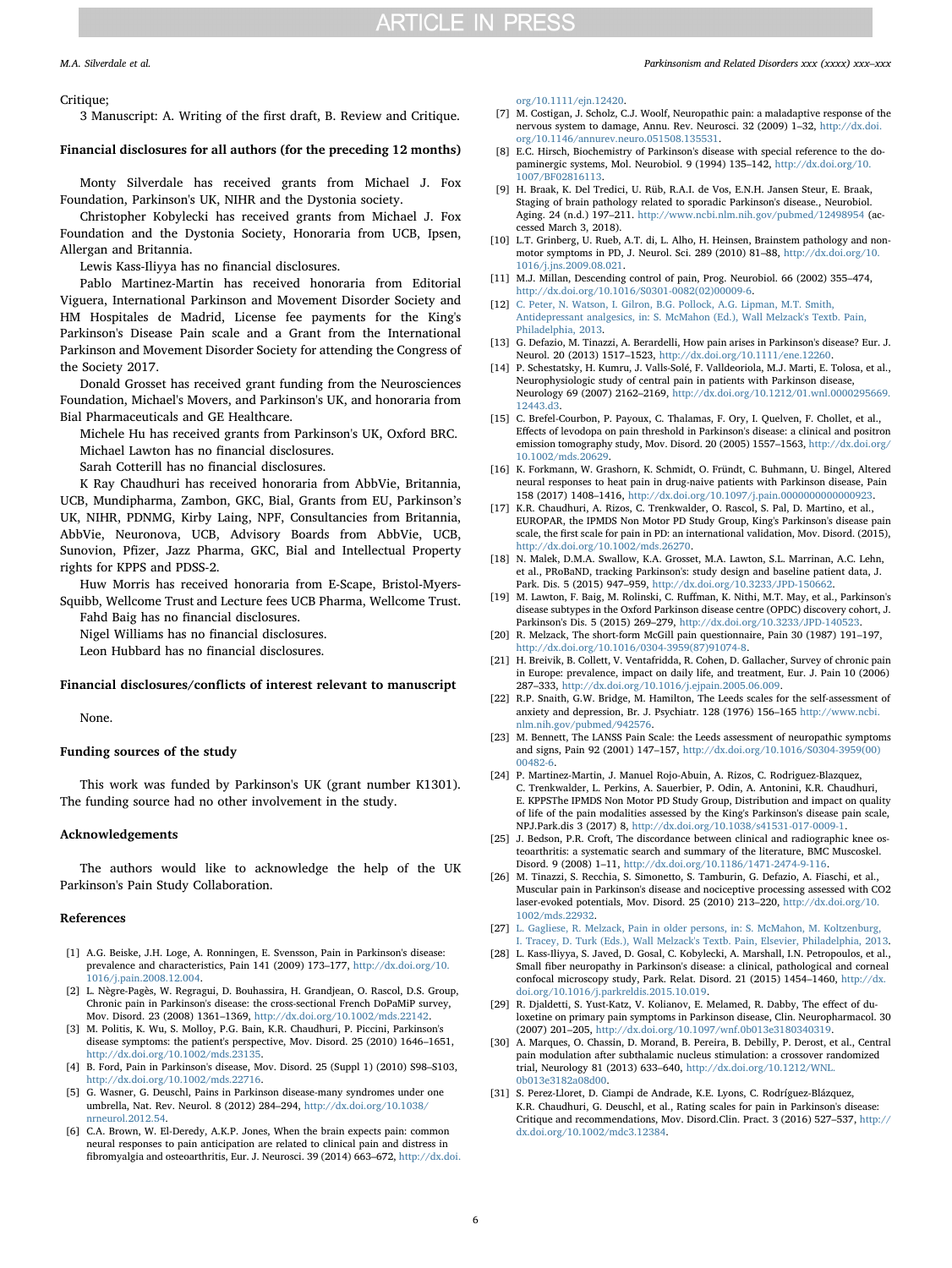Critique;

3 Manuscript: A. Writing of the first draft, B. Review and Critique.

### Financial disclosures for all authors (for the preceding 12 months)

Monty Silverdale has received grants from Michael J. Fox Foundation, Parkinson's UK, NIHR and the Dystonia society.

Christopher Kobylecki has received grants from Michael J. Fox Foundation and the Dystonia Society, Honoraria from UCB, Ipsen, Allergan and Britannia.

Lewis Kass-Iliyya has no financial disclosures.

Pablo Martinez-Martin has received honoraria from Editorial Viguera, International Parkinson and Movement Disorder Society and HM Hospitales de Madrid, License fee payments for the King's Parkinson's Disease Pain scale and a Grant from the International Parkinson and Movement Disorder Society for attending the Congress of the Society 2017.

Donald Grosset has received grant funding from the Neurosciences Foundation, Michael's Movers, and Parkinson's UK, and honoraria from Bial Pharmaceuticals and GE Healthcare.

Michele Hu has received grants from Parkinson's UK, Oxford BRC.

Michael Lawton has no financial disclosures.

Sarah Cotterill has no financial disclosures.

K Ray Chaudhuri has received honoraria from AbbVie, Britannia, UCB, Mundipharma, Zambon, GKC, Bial, Grants from EU, Parkinson's UK, NIHR, PDNMG, Kirby Laing, NPF, Consultancies from Britannia, AbbVie, Neuronova, UCB, Advisory Boards from AbbVie, UCB, Sunovion, Pfizer, Jazz Pharma, GKC, Bial and Intellectual Property rights for KPPS and PDSS-2.

Huw Morris has received honoraria from E-Scape, Bristol-Myers-Squibb, Wellcome Trust and Lecture fees UCB Pharma, Wellcome Trust.

Fahd Baig has no financial disclosures.

Nigel Williams has no financial disclosures.

Leon Hubbard has no financial disclosures.

### Financial disclosures/conflicts of interest relevant to manuscript

None.

### Funding sources of the study

This work was funded by Parkinson's UK (grant number K1301). The funding source had no other involvement in the study.

### Acknowledgements

The authors would like to acknowledge the help of the UK Parkinson's Pain Study Collaboration.

### References

[1] A.G. Beiske, J.H. Loge, A. Ronningen, E. Svensson, Pain in Parkinson's disease: prevalence and characteristics, Pain 141 (2009) 173–177, http://dx.doi.org/10.1016/j.pain.2008.12.004.

[2] L. Nègre-Pagès, W. Regragui, D. Bouhassira, H. Grandjean, O. Rascol, D.S. Group, Chronic pain in Parkinson's disease: the cross-sectional French DoPaMiP survey, Mov. Disord. 23 (2008) 1361–1369, http://dx.doi.org/10.1002/mds.22142.

[3] M. Politis, K. Wu, S. Molloy, P.G. Bain, K.R. Chaudhuri, P. Piccini, Parkinson's disease symptoms: the patient's perspective, Mov. Disord. 25 (2010) 1646–1651, http://dx.doi.org/10.1002/mds.23135.

[4] B. Ford, Pain in Parkinson's disease, Mov. Disord. 25 (Suppl 1) (2010) S98–S103, http://dx.doi.org/10.1002/mds.22716.

[5] G. Wasner, G. Deuschl, Pains in Parkinson disease-many syndromes under one umbrella, Nat. Rev. Neurol. 8 (2012) 284–294, http://dx.doi.org/10.1038/nrneurol.2012.54.

[6] C.A. Brown, W. El-Deredy, A.K.P. Jones, When the brain expects pain: common neural responses to pain anticipation are related to clinical pain and distress in fibromyalgia and osteoarthritis, Eur. J. Neurosci. 39 (2014) 663–672, http://dx.doi.org/10.1111/ejn.12420.

[7] M. Costigan, J. Scholz, C.J. Woolf, Neuropathic pain: a maladaptive response of the nervous system to damage, Annu. Rev. Neurosci. 32 (2009) 1–32, http://dx.doi.org/10.1146/annurev.neuro.051508.135531.

[8] E.C. Hirsch, Biochemistry of Parkinson's disease with special reference to the dopaminergic systems, Mol. Neurobiol. 9 (1994) 135–142, http://dx.doi.org/10.1007/BF02816113.

[9] H. Braak, K. Del Tredici, U. Rüb, R.A.I. de Vos, E.N.H. Jansen Steur, E. Braak, Staging of brain pathology related to sporadic Parkinson's disease., Neurobiol. Aging. 24 (n.d.) 197–211. http://www.ncbi.nlm.nih.gov/pubmed/12498954 (accessed March 3, 2018).

[10] L.T. Grinberg, U. Rueb, A.T. di, L. Alho, H. Heinsen, Brainstem pathology and non-motor symptoms in PD, J. Neurol. Sci. 289 (2010) 81–88, http://dx.doi.org/10.1016/j.jns.2009.08.021.

[11] M.J. Millan, Descending control of pain, Prog. Neurobiol. 66 (2002) 355–474, http://dx.doi.org/10.1016/S0301-0082(02)00009-6.

[12] C. Peter, N. Watson, I. Gilron, B.G. Pollock, A.G. Lipman, M.T. Smith, Antidepressant analgesics, in: S. McMahon (Ed.), Wall Melzack's Textb. Pain, Philadelphia, 2013.

[13] G. Defazio, M. Tinazzi, A. Berardelli, How pain arises in Parkinson's disease? Eur. J. Neurol. 20 (2013) 1517–1523, http://dx.doi.org/10.1111/ene.12260.

[14] P. Schestatsky, H. Kumru, J. Valls-Solé, F. Valldeoriola, M.J. Marti, E. Tolosa, et al., Neurophysiologic study of central pain in patients with Parkinson disease, Neurology 69 (2007) 2162–2169, http://dx.doi.org/10.1212/01.wnl.0000295669.12443.d3.

[15] C. Brefel-Courbon, P. Payoux, C. Thalamas, F. Ory, I. Quelven, F. Chollet, et al., Effects of levodopa on pain threshold in Parkinson's disease: a clinical and positron emission tomography study, Mov. Disord. 20 (2005) 1557–1563, http://dx.doi.org/10.1002/mds.20629.

[16] K. Forkmann, W. Grashorn, K. Schmidt, O. Fründt, C. Buhmann, U. Bingel, Altered neural responses to heat pain in drug-naive patients with Parkinson disease, Pain 158 (2017) 1408–1416, http://dx.doi.org/10.1097/j.pain.0000000000000923.

[17] K.R. Chaudhuri, A. Rizos, C. Trenkwalder, O. Rascol, S. Pal, D. Martino, et al., EUROPAR, the IPMDS Non Motor PD Study Group, King's Parkinson's disease pain scale, the first scale for pain in PD: an international validation, Mov. Disord. (2015), http://dx.doi.org/10.1002/mds.26270.

[18] N. Malek, D.M.A. Swallow, K.A. Grosset, M.A. Lawton, S.L. Marrinan, A.C. Lehn, et al., PRoBaND, tracking Parkinson's: study design and baseline patient data, J. Park. Dis. 5 (2015) 947–959, http://dx.doi.org/10.3233/JPD-150662.

[19] M. Lawton, F. Baig, M. Rolinski, C. Ruffman, K. Nithi, M.T. May, et al., Parkinson's disease subtypes in the Oxford Parkinson disease centre (OPDC) discovery cohort, J. Parkinson's Dis. 5 (2015) 269–279, http://dx.doi.org/10.3233/JPD-140523.

[20] R. Melzack, The short-form McGill pain questionnaire, Pain 30 (1987) 191–197, http://dx.doi.org/10.1016/0304-3959(87)91074-8.

[21] H. Breivik, B. Collett, V. Ventafridda, R. Cohen, D. Gallacher, Survey of chronic pain in Europe: prevalence, impact on daily life, and treatment, Eur. J. Pain 10 (2006) 287–333, http://dx.doi.org/10.1016/j.ejpain.2005.06.009.

[22] R.P. Snaith, G.W. Bridge, M. Hamilton, The Leeds scales for the self-assessment of anxiety and depression, Br. J. Psychiatr. 128 (1976) 156–165 http://www.ncbi.nlm.nih.gov/pubmed/942576.

[23] M. Bennett, The LANSS Pain Scale: the Leeds assessment of neuropathic symptoms and signs, Pain 92 (2001) 147–157, http://dx.doi.org/10.1016/S0304-3959(00)00482-6.

[24] P. Martinez-Martin, J. Manuel Rojo-Abuin, A. Rizos, C. Rodriguez-Blazquez, C. Trenkwalder, L. Perkins, A. Sauerbier, P. Odin, A. Antonini, K.R. Chaudhuri, E. KPPSThe IPMDS Non Motor PD Study Group, Distribution and impact on quality of life of the pain modalities assessed by the King's Parkinson's disease pain scale, NPJ.Park.dis 3 (2017) 8, http://dx.doi.org/10.1038/s41531-017-0009-1.

[25] J. Bedson, P.R. Croft, The discordance between clinical and radiographic knee osteoarthritis: a systematic search and summary of the literature, BMC Muscoskel. Disord. 9 (2008) 1–11, http://dx.doi.org/10.1186/1471-2474-9-116.

[26] M. Tinazzi, S. Recchia, S. Simonetto, S. Tamburin, G. Defazio, A. Fiaschi, et al., Muscular pain in Parkinson's disease and nociceptive processing assessed with CO2 laser-evoked potentials, Mov. Disord. 25 (2010) 213–220, http://dx.doi.org/10.1002/mds.22932.

[27] L. Gagliese, R. Melzack, Pain in older persons, in: S. McMahon, M. Koltzenburg, I. Tracey, D. Turk (Eds.), Wall Melzack's Textb. Pain, Elsevier, Philadelphia, 2013.

[28] L. Kass-Iliyya, S. Javed, D. Gosal, C. Kobylecki, A. Marshall, I.N. Petropoulos, et al., Small fiber neuropathy in Parkinson's disease: a clinical, pathological and corneal confocal microscopy study, Park. Relat. Disord. 21 (2015) 1454–1460, http://dx.doi.org/10.1016/j.parkreldis.2015.10.019.

[29] R. Djaldetti, S. Yust-Katz, V. Kolianov, E. Melamed, R. Dabby, The effect of duloxetine on primary pain symptoms in Parkinson disease, Clin. Neuropharmacol. 30 (2007) 201–205, http://dx.doi.org/10.1097/wnf.0b013e3180340319.

[30] A. Marques, O. Chassin, D. Morand, B. Pereira, B. Debilly, P. Derost, et al., Central pain modulation after subthalamic nucleus stimulation: a crossover randomized trial, Neurology 81 (2013) 633–640, http://dx.doi.org/10.1212/WNL.0b013e3182a08d00.

[31] S. Perez-Lloret, O. Ciampi de Andrade, K.E. Lyons, C. Rodríguez-Blázquez, K.R. Chaudhuri, G. Deuschl, et al., Rating scales for pain in Parkinson's disease: Critique and recommendations, Mov. Disord.Clin. Pract. 3 (2016) 527–537, http://dx.doi.org/10.1002/mdc3.12384.